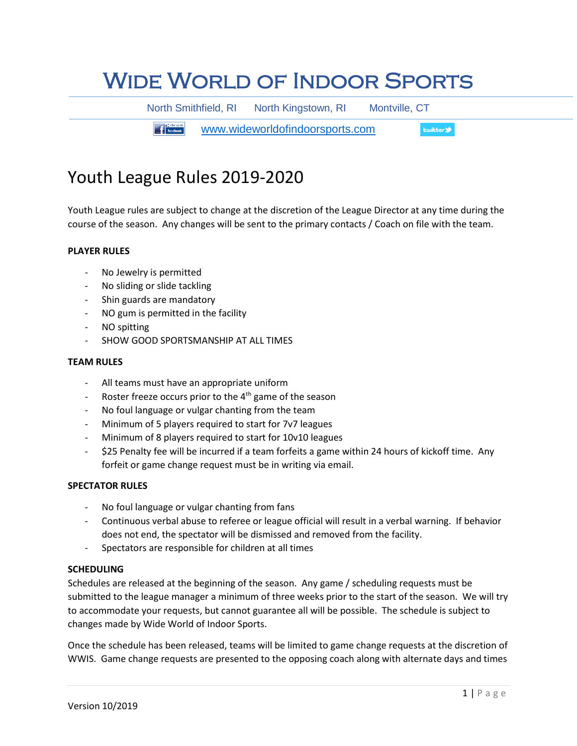# Wide World of Indoor Sports

North Smithfield, RI    North Kingstown, RI    Montville, CT

www.wideworldofindoorsports.com

## Youth League Rules 2019-2020

Youth League rules are subject to change at the discretion of the League Director at any time during the course of the season. Any changes will be sent to the primary contacts / Coach on file with the team.

**PLAYER RULES**

- No Jewelry is permitted
- No sliding or slide tackling
- Shin guards are mandatory
- NO gum is permitted in the facility
- NO spitting
- SHOW GOOD SPORTSMANSHIP AT ALL TIMES

**TEAM RULES**

- All teams must have an appropriate uniform
- Roster freeze occurs prior to the 4th game of the season
- No foul language or vulgar chanting from the team
- Minimum of 5 players required to start for 7v7 leagues
- Minimum of 8 players required to start for 10v10 leagues
- $25 Penalty fee will be incurred if a team forfeits a game within 24 hours of kickoff time. Any forfeit or game change request must be in writing via email.

**SPECTATOR RULES**

- No foul language or vulgar chanting from fans
- Continuous verbal abuse to referee or league official will result in a verbal warning. If behavior does not end, the spectator will be dismissed and removed from the facility.
- Spectators are responsible for children at all times

**SCHEDULING**

Schedules are released at the beginning of the season. Any game / scheduling requests must be submitted to the league manager a minimum of three weeks prior to the start of the season. We will try to accommodate your requests, but cannot guarantee all will be possible. The schedule is subject to changes made by Wide World of Indoor Sports.

Once the schedule has been released, teams will be limited to game change requests at the discretion of WWIS. Game change requests are presented to the opposing coach along with alternate days and times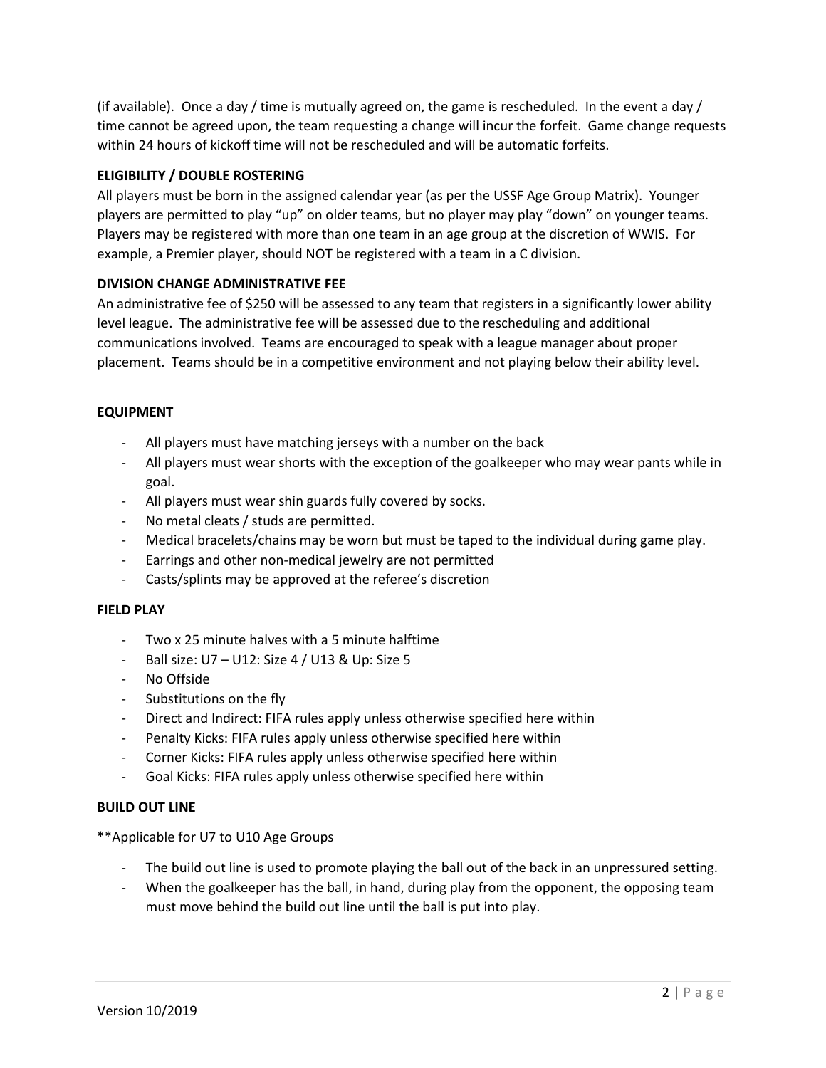(if available). Once a day / time is mutually agreed on, the game is rescheduled. In the event a day / time cannot be agreed upon, the team requesting a change will incur the forfeit. Game change requests within 24 hours of kickoff time will not be rescheduled and will be automatic forfeits.

**ELIGIBILITY / DOUBLE ROSTERING**

All players must be born in the assigned calendar year (as per the USSF Age Group Matrix). Younger players are permitted to play "up" on older teams, but no player may play "down" on younger teams. Players may be registered with more than one team in an age group at the discretion of WWIS. For example, a Premier player, should NOT be registered with a team in a C division.

**DIVISION CHANGE ADMINISTRATIVE FEE**

An administrative fee of $250 will be assessed to any team that registers in a significantly lower ability level league. The administrative fee will be assessed due to the rescheduling and additional communications involved. Teams are encouraged to speak with a league manager about proper placement. Teams should be in a competitive environment and not playing below their ability level.

**EQUIPMENT**

- All players must have matching jerseys with a number on the back
- All players must wear shorts with the exception of the goalkeeper who may wear pants while in goal.
- All players must wear shin guards fully covered by socks.
- No metal cleats / studs are permitted.
- Medical bracelets/chains may be worn but must be taped to the individual during game play.
- Earrings and other non-medical jewelry are not permitted
- Casts/splints may be approved at the referee's discretion

**FIELD PLAY**

- Two x 25 minute halves with a 5 minute halftime
- Ball size: U7 – U12: Size 4 / U13 & Up: Size 5
- No Offside
- Substitutions on the fly
- Direct and Indirect: FIFA rules apply unless otherwise specified here within
- Penalty Kicks: FIFA rules apply unless otherwise specified here within
- Corner Kicks: FIFA rules apply unless otherwise specified here within
- Goal Kicks: FIFA rules apply unless otherwise specified here within

**BUILD OUT LINE**

**Applicable for U7 to U10 Age Groups

- The build out line is used to promote playing the ball out of the back in an unpressured setting.
- When the goalkeeper has the ball, in hand, during play from the opponent, the opposing team must move behind the build out line until the ball is put into play.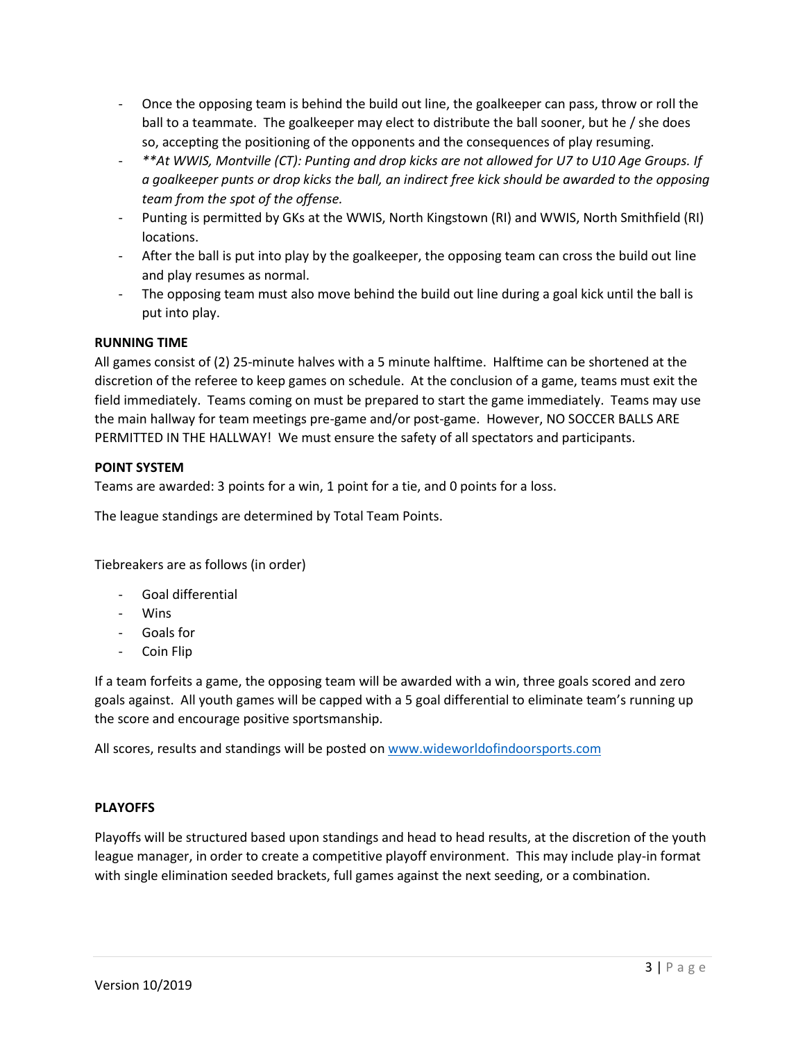- Once the opposing team is behind the build out line, the goalkeeper can pass, throw or roll the ball to a teammate. The goalkeeper may elect to distribute the ball sooner, but he / she does so, accepting the positioning of the opponents and the consequences of play resuming.
- ***\*At WWIS, Montville (CT): Punting and drop kicks are not allowed for U7 to U10 Age Groups. If a goalkeeper punts or drop kicks the ball, an indirect free kick should be awarded to the opposing team from the spot of the offense.***
- Punting is permitted by GKs at the WWIS, North Kingstown (RI) and WWIS, North Smithfield (RI) locations.
- After the ball is put into play by the goalkeeper, the opposing team can cross the build out line and play resumes as normal.
- The opposing team must also move behind the build out line during a goal kick until the ball is put into play.

**RUNNING TIME**

All games consist of (2) 25-minute halves with a 5 minute halftime. Halftime can be shortened at the discretion of the referee to keep games on schedule. At the conclusion of a game, teams must exit the field immediately. Teams coming on must be prepared to start the game immediately. Teams may use the main hallway for team meetings pre-game and/or post-game. However, NO SOCCER BALLS ARE PERMITTED IN THE HALLWAY! We must ensure the safety of all spectators and participants.

**POINT SYSTEM**

Teams are awarded: 3 points for a win, 1 point for a tie, and 0 points for a loss.

The league standings are determined by Total Team Points.

Tiebreakers are as follows (in order)

- Goal differential
- Wins
- Goals for
- Coin Flip

If a team forfeits a game, the opposing team will be awarded with a win, three goals scored and zero goals against. All youth games will be capped with a 5 goal differential to eliminate team's running up the score and encourage positive sportsmanship.

All scores, results and standings will be posted on [www.wideworldofindoorsports.com](www.wideworldofindoorsports.com)

**PLAYOFFS**

Playoffs will be structured based upon standings and head to head results, at the discretion of the youth league manager, in order to create a competitive playoff environment. This may include play-in format with single elimination seeded brackets, full games against the next seeding, or a combination.

Version 10/2019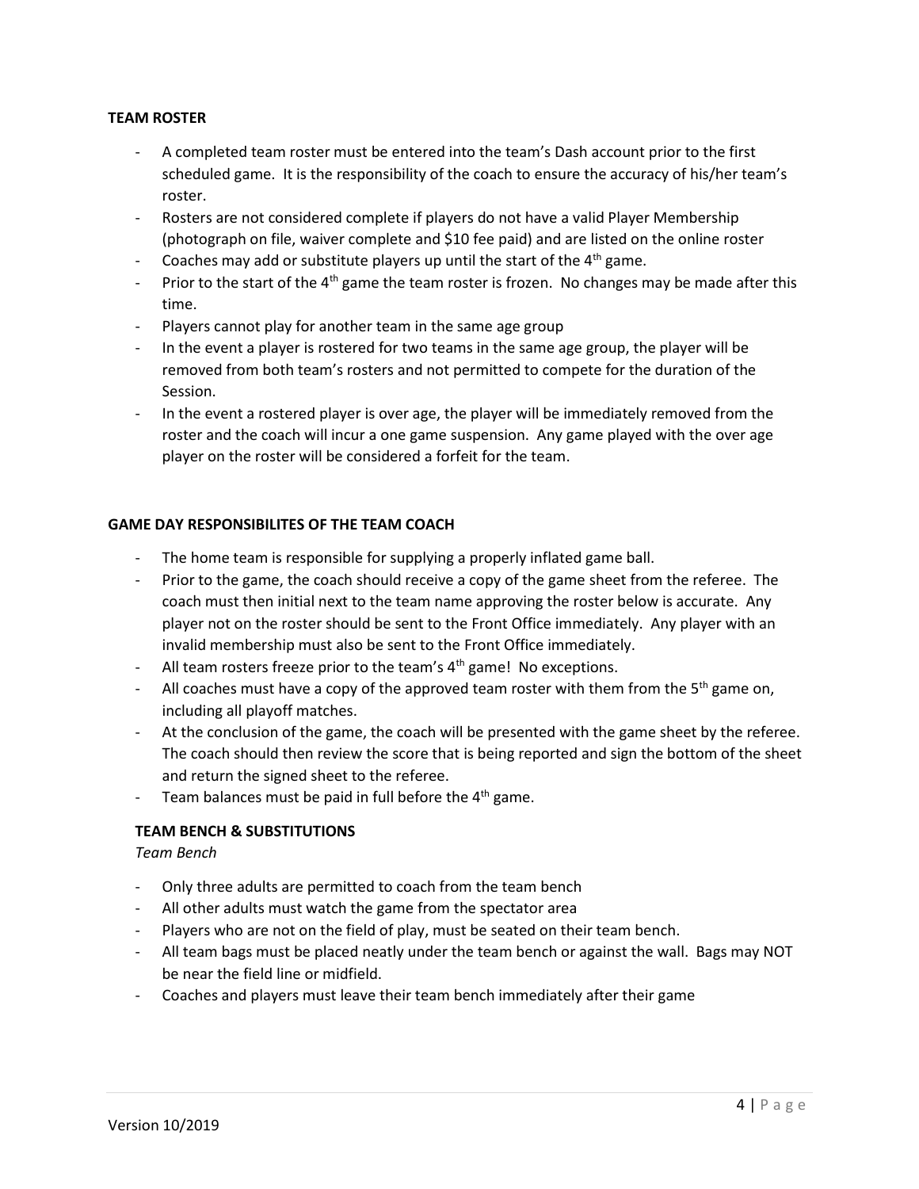## TEAM ROSTER

- A completed team roster must be entered into the team's Dash account prior to the first scheduled game. It is the responsibility of the coach to ensure the accuracy of his/her team's roster.
- Rosters are not considered complete if players do not have a valid Player Membership (photograph on file, waiver complete and $10 fee paid) and are listed on the online roster
- Coaches may add or substitute players up until the start of the 4th game.
- Prior to the start of the 4th game the team roster is frozen. No changes may be made after this time.
- Players cannot play for another team in the same age group
- In the event a player is rostered for two teams in the same age group, the player will be removed from both team's rosters and not permitted to compete for the duration of the Session.
- In the event a rostered player is over age, the player will be immediately removed from the roster and the coach will incur a one game suspension. Any game played with the over age player on the roster will be considered a forfeit for the team.

## GAME DAY RESPONSIBILITES OF THE TEAM COACH

- The home team is responsible for supplying a properly inflated game ball.
- Prior to the game, the coach should receive a copy of the game sheet from the referee. The coach must then initial next to the team name approving the roster below is accurate. Any player not on the roster should be sent to the Front Office immediately. Any player with an invalid membership must also be sent to the Front Office immediately.
- All team rosters freeze prior to the team's 4th game! No exceptions.
- All coaches must have a copy of the approved team roster with them from the 5th game on, including all playoff matches.
- At the conclusion of the game, the coach will be presented with the game sheet by the referee. The coach should then review the score that is being reported and sign the bottom of the sheet and return the signed sheet to the referee.
- Team balances must be paid in full before the 4th game.

## TEAM BENCH & SUBSTITUTIONS

*Team Bench*

- Only three adults are permitted to coach from the team bench
- All other adults must watch the game from the spectator area
- Players who are not on the field of play, must be seated on their team bench.
- All team bags must be placed neatly under the team bench or against the wall. Bags may NOT be near the field line or midfield.
- Coaches and players must leave their team bench immediately after their game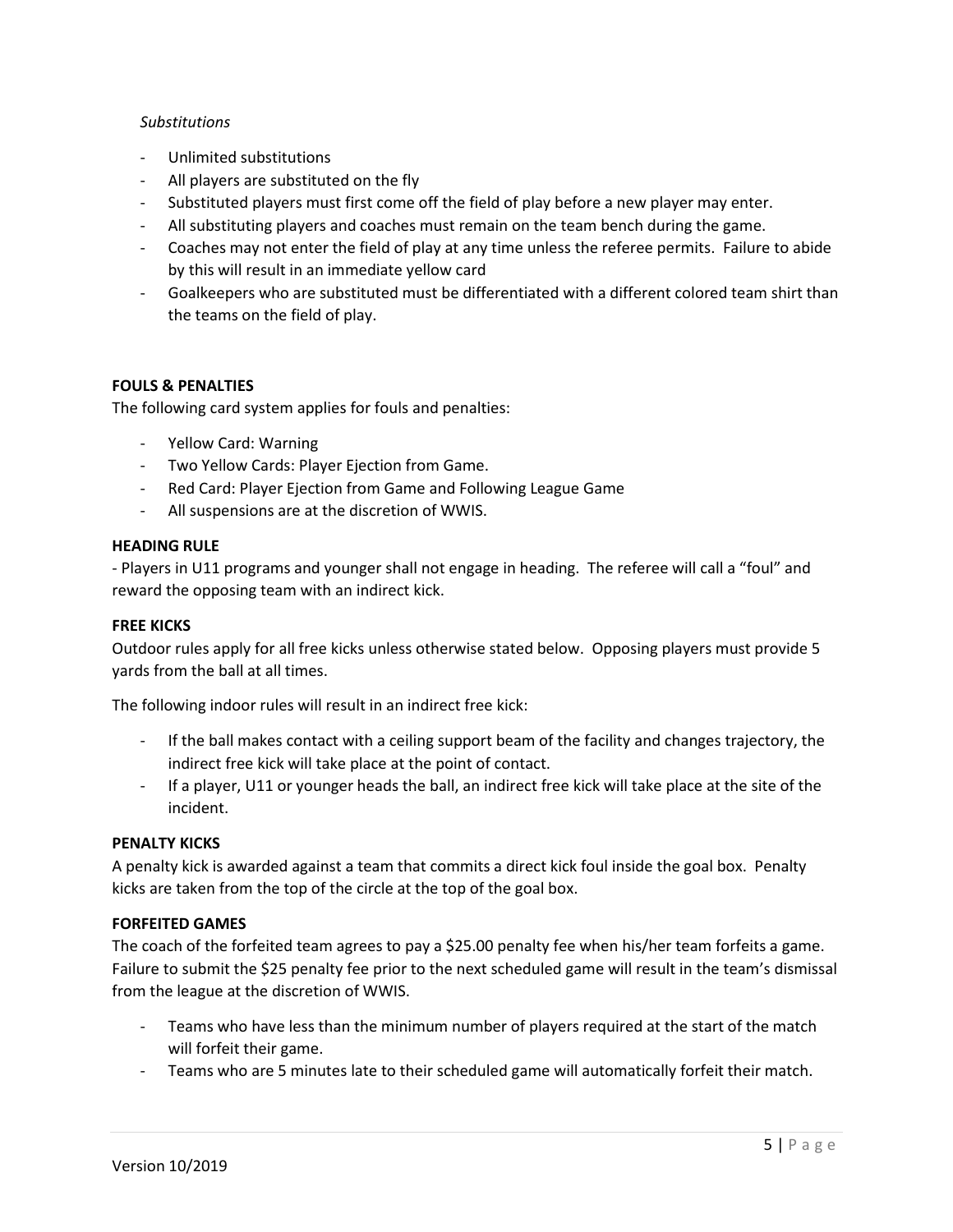*Substitutions*

- Unlimited substitutions
- All players are substituted on the fly
- Substituted players must first come off the field of play before a new player may enter.
- All substituting players and coaches must remain on the team bench during the game.
- Coaches may not enter the field of play at any time unless the referee permits. Failure to abide by this will result in an immediate yellow card
- Goalkeepers who are substituted must be differentiated with a different colored team shirt than the teams on the field of play.

**FOULS & PENALTIES**

The following card system applies for fouls and penalties:

- Yellow Card: Warning
- Two Yellow Cards: Player Ejection from Game.
- Red Card: Player Ejection from Game and Following League Game
- All suspensions are at the discretion of WWIS.

**HEADING RULE**

- Players in U11 programs and younger shall not engage in heading. The referee will call a "foul" and reward the opposing team with an indirect kick.

**FREE KICKS**

Outdoor rules apply for all free kicks unless otherwise stated below. Opposing players must provide 5 yards from the ball at all times.

The following indoor rules will result in an indirect free kick:

- If the ball makes contact with a ceiling support beam of the facility and changes trajectory, the indirect free kick will take place at the point of contact.
- If a player, U11 or younger heads the ball, an indirect free kick will take place at the site of the incident.

**PENALTY KICKS**

A penalty kick is awarded against a team that commits a direct kick foul inside the goal box. Penalty kicks are taken from the top of the circle at the top of the goal box.

**FORFEITED GAMES**

The coach of the forfeited team agrees to pay a $25.00 penalty fee when his/her team forfeits a game. Failure to submit the $25 penalty fee prior to the next scheduled game will result in the team's dismissal from the league at the discretion of WWIS.

- Teams who have less than the minimum number of players required at the start of the match will forfeit their game.
- Teams who are 5 minutes late to their scheduled game will automatically forfeit their match.

Version 10/2019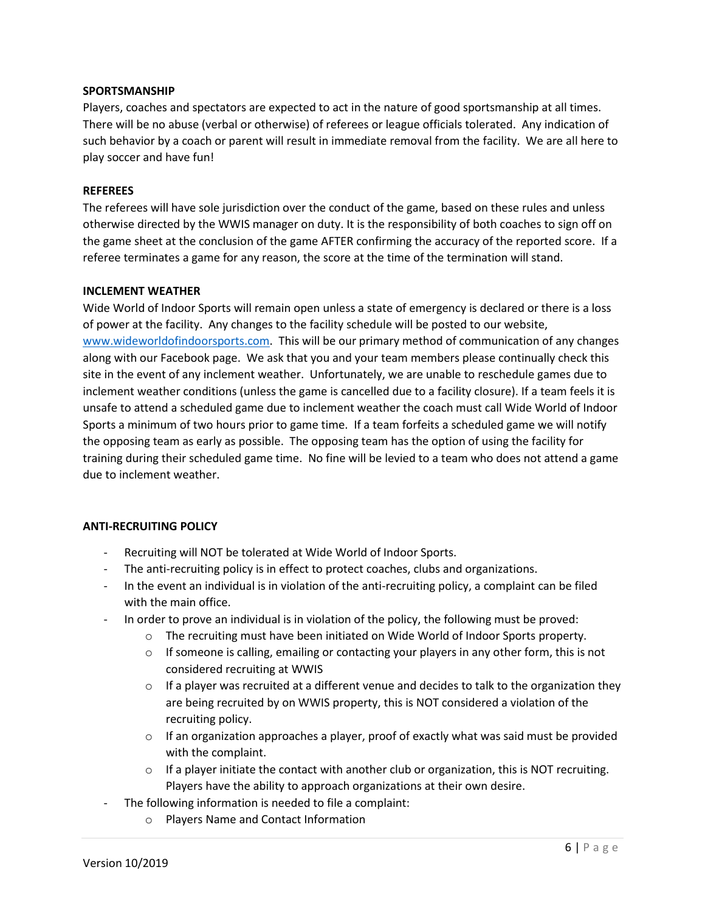**SPORTSMANSHIP**

Players, coaches and spectators are expected to act in the nature of good sportsmanship at all times. There will be no abuse (verbal or otherwise) of referees or league officials tolerated. Any indication of such behavior by a coach or parent will result in immediate removal from the facility. We are all here to play soccer and have fun!

**REFEREES**

The referees will have sole jurisdiction over the conduct of the game, based on these rules and unless otherwise directed by the WWIS manager on duty. It is the responsibility of both coaches to sign off on the game sheet at the conclusion of the game AFTER confirming the accuracy of the reported score. If a referee terminates a game for any reason, the score at the time of the termination will stand.

**INCLEMENT WEATHER**

Wide World of Indoor Sports will remain open unless a state of emergency is declared or there is a loss of power at the facility. Any changes to the facility schedule will be posted to our website, [www.wideworldofindoorsports.com](http://www.wideworldofindoorsports.com). This will be our primary method of communication of any changes along with our Facebook page. We ask that you and your team members please continually check this site in the event of any inclement weather. Unfortunately, we are unable to reschedule games due to inclement weather conditions (unless the game is cancelled due to a facility closure). If a team feels it is unsafe to attend a scheduled game due to inclement weather the coach must call Wide World of Indoor Sports a minimum of two hours prior to game time. If a team forfeits a scheduled game we will notify the opposing team as early as possible. The opposing team has the option of using the facility for training during their scheduled game time. No fine will be levied to a team who does not attend a game due to inclement weather.

**ANTI-RECRUITING POLICY**

- Recruiting will NOT be tolerated at Wide World of Indoor Sports.
- The anti-recruiting policy is in effect to protect coaches, clubs and organizations.
- In the event an individual is in violation of the anti-recruiting policy, a complaint can be filed with the main office.
- In order to prove an individual is in violation of the policy, the following must be proved:
    - The recruiting must have been initiated on Wide World of Indoor Sports property.
    - If someone is calling, emailing or contacting your players in any other form, this is not considered recruiting at WWIS
    - If a player was recruited at a different venue and decides to talk to the organization they are being recruited by on WWIS property, this is NOT considered a violation of the recruiting policy.
    - If an organization approaches a player, proof of exactly what was said must be provided with the complaint.
    - If a player initiate the contact with another club or organization, this is NOT recruiting. Players have the ability to approach organizations at their own desire.
- The following information is needed to file a complaint:
    - Players Name and Contact Information

Version 10/2019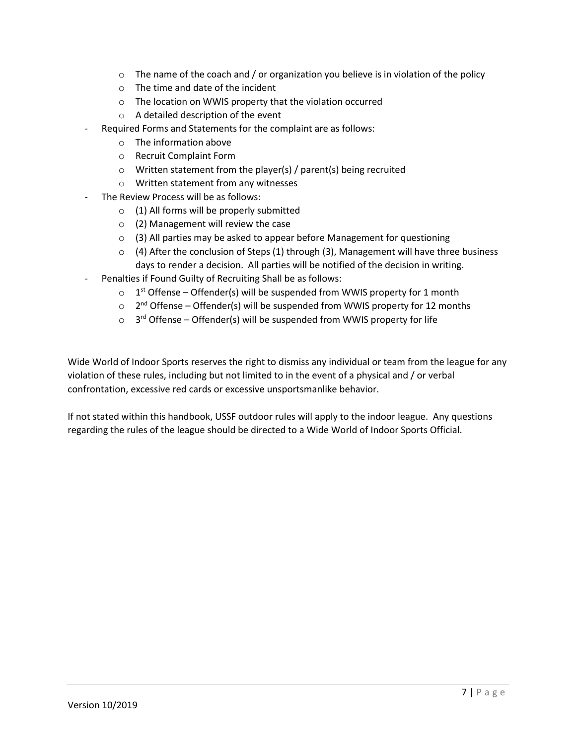- The name of the coach and / or organization you believe is in violation of the policy
    - The time and date of the incident
    - The location on WWIS property that the violation occurred
    - A detailed description of the event
- Required Forms and Statements for the complaint are as follows:
    - The information above
    - Recruit Complaint Form
    - Written statement from the player(s) / parent(s) being recruited
    - Written statement from any witnesses
- The Review Process will be as follows:
    - (1) All forms will be properly submitted
    - (2) Management will review the case
    - (3) All parties may be asked to appear before Management for questioning
    - (4) After the conclusion of Steps (1) through (3), Management will have three business days to render a decision. All parties will be notified of the decision in writing.
- Penalties if Found Guilty of Recruiting Shall be as follows:
    - 1st Offense – Offender(s) will be suspended from WWIS property for 1 month
    - 2nd Offense – Offender(s) will be suspended from WWIS property for 12 months
    - 3rd Offense – Offender(s) will be suspended from WWIS property for life

Wide World of Indoor Sports reserves the right to dismiss any individual or team from the league for any violation of these rules, including but not limited to in the event of a physical and / or verbal confrontation, excessive red cards or excessive unsportsmanlike behavior.

If not stated within this handbook, USSF outdoor rules will apply to the indoor league. Any questions regarding the rules of the league should be directed to a Wide World of Indoor Sports Official.